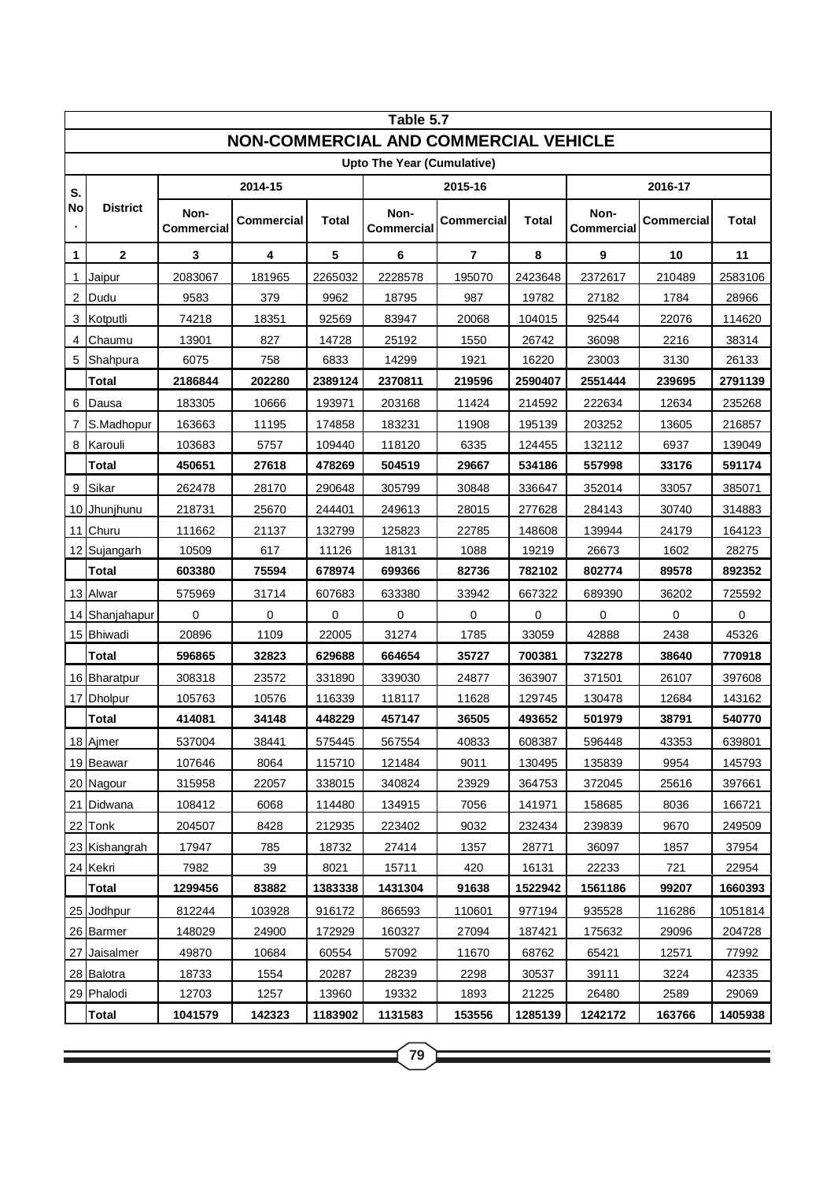## Table 5.7

## NON-COMMERCIAL AND COMMERCIAL VEHICLE

**Upto The Year (Cumulative)**

| S. No. | District | 2014-15 | | | 2015-16 | | | 2016-17 | | |
|---|---|---|---|---|---|---|---|---|---|---|
| | | Non-Commercial | Commercial | Total | Non-Commercial | Commercial | Total | Non-Commercial | Commercial | Total |
| 1 | 2 | 3 | 4 | 5 | 6 | 7 | 8 | 9 | 10 | 11 |
| 1 | Jaipur | 2083067 | 181965 | 2265032 | 2228578 | 195070 | 2423648 | 2372617 | 210489 | 2583106 |
| 2 | Dudu | 9583 | 379 | 9962 | 18795 | 987 | 19782 | 27182 | 1784 | 28966 |
| 3 | Kotputli | 74218 | 18351 | 92569 | 83947 | 20068 | 104015 | 92544 | 22076 | 114620 |
| 4 | Chaumu | 13901 | 827 | 14728 | 25192 | 1550 | 26742 | 36098 | 2216 | 38314 |
| 5 | Shahpura | 6075 | 758 | 6833 | 14299 | 1921 | 16220 | 23003 | 3130 | 26133 |
| | **Total** | **2186844** | **202280** | **2389124** | **2370811** | **219596** | **2590407** | **2551444** | **239695** | **2791139** |
| 6 | Dausa | 183305 | 10666 | 193971 | 203168 | 11424 | 214592 | 222634 | 12634 | 235268 |
| 7 | S.Madhopur | 163663 | 11195 | 174858 | 183231 | 11908 | 195139 | 203252 | 13605 | 216857 |
| 8 | Karouli | 103683 | 5757 | 109440 | 118120 | 6335 | 124455 | 132112 | 6937 | 139049 |
| | **Total** | **450651** | **27618** | **478269** | **504519** | **29667** | **534186** | **557998** | **33176** | **591174** |
| 9 | Sikar | 262478 | 28170 | 290648 | 305799 | 30848 | 336647 | 352014 | 33057 | 385071 |
| 10 | Jhunjhunu | 218731 | 25670 | 244401 | 249613 | 28015 | 277628 | 284143 | 30740 | 314883 |
| 11 | Churu | 111662 | 21137 | 132799 | 125823 | 22785 | 148608 | 139944 | 24179 | 164123 |
| 12 | Sujangarh | 10509 | 617 | 11126 | 18131 | 1088 | 19219 | 26673 | 1602 | 28275 |
| | **Total** | **603380** | **75594** | **678974** | **699366** | **82736** | **782102** | **802774** | **89578** | **892352** |
| 13 | Alwar | 575969 | 31714 | 607683 | 633380 | 33942 | 667322 | 689390 | 36202 | 725592 |
| 14 | Shanjahapur | 0 | 0 | 0 | 0 | 0 | 0 | 0 | 0 | 0 |
| 15 | Bhiwadi | 20896 | 1109 | 22005 | 31274 | 1785 | 33059 | 42888 | 2438 | 45326 |
| | **Total** | **596865** | **32823** | **629688** | **664654** | **35727** | **700381** | **732278** | **38640** | **770918** |
| 16 | Bharatpur | 308318 | 23572 | 331890 | 339030 | 24877 | 363907 | 371501 | 26107 | 397608 |
| 17 | Dholpur | 105763 | 10576 | 116339 | 118117 | 11628 | 129745 | 130478 | 12684 | 143162 |
| | **Total** | **414081** | **34148** | **448229** | **457147** | **36505** | **493652** | **501979** | **38791** | **540770** |
| 18 | Ajmer | 537004 | 38441 | 575445 | 567554 | 40833 | 608387 | 596448 | 43353 | 639801 |
| 19 | Beawar | 107646 | 8064 | 115710 | 121484 | 9011 | 130495 | 135839 | 9954 | 145793 |
| 20 | Nagour | 315958 | 22057 | 338015 | 340824 | 23929 | 364753 | 372045 | 25616 | 397661 |
| 21 | Didwana | 108412 | 6068 | 114480 | 134915 | 7056 | 141971 | 158685 | 8036 | 166721 |
| 22 | Tonk | 204507 | 8428 | 212935 | 223402 | 9032 | 232434 | 239839 | 9670 | 249509 |
| 23 | Kishangrah | 17947 | 785 | 18732 | 27414 | 1357 | 28771 | 36097 | 1857 | 37954 |
| 24 | Kekri | 7982 | 39 | 8021 | 15711 | 420 | 16131 | 22233 | 721 | 22954 |
| | **Total** | **1299456** | **83882** | **1383338** | **1431304** | **91638** | **1522942** | **1561186** | **99207** | **1660393** |
| 25 | Jodhpur | 812244 | 103928 | 916172 | 866593 | 110601 | 977194 | 935528 | 116286 | 1051814 |
| 26 | Barmer | 148029 | 24900 | 172929 | 160327 | 27094 | 187421 | 175632 | 29096 | 204728 |
| 27 | Jaisalmer | 49870 | 10684 | 60554 | 57092 | 11670 | 68762 | 65421 | 12571 | 77992 |
| 28 | Balotra | 18733 | 1554 | 20287 | 28239 | 2298 | 30537 | 39111 | 3224 | 42335 |
| 29 | Phalodi | 12703 | 1257 | 13960 | 19332 | 1893 | 21225 | 26480 | 2589 | 29069 |
| | **Total** | **1041579** | **142323** | **1183902** | **1131583** | **153556** | **1285139** | **1242172** | **163766** | **1405938** |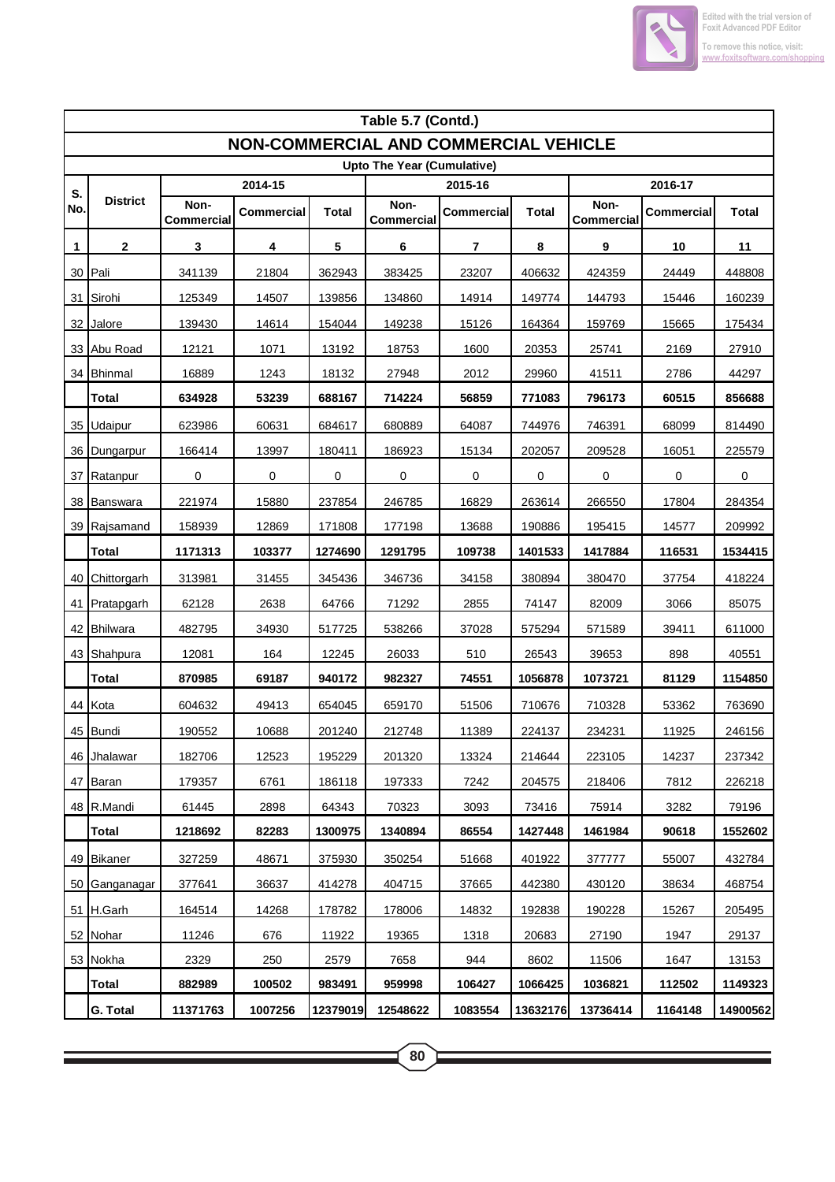## Table 5.7 (Contd.)

## NON-COMMERCIAL AND COMMERCIAL VEHICLE

### Upto The Year (Cumulative)

| S. No. | District | 2014-15 | | | 2015-16 | | | 2016-17 | | |
|---|---|---|---|---|---|---|---|---|---|---|
| | | Non-Commercial | Commercial | Total | Non-Commercial | Commercial | Total | Non-Commercial | Commercial | Total |
| 1 | 2 | 3 | 4 | 5 | 6 | 7 | 8 | 9 | 10 | 11 |
| 30 | Pali | 341139 | 21804 | 362943 | 383425 | 23207 | 406632 | 424359 | 24449 | 448808 |
| 31 | Sirohi | 125349 | 14507 | 139856 | 134860 | 14914 | 149774 | 144793 | 15446 | 160239 |
| 32 | Jalore | 139430 | 14614 | 154044 | 149238 | 15126 | 164364 | 159769 | 15665 | 175434 |
| 33 | Abu Road | 12121 | 1071 | 13192 | 18753 | 1600 | 20353 | 25741 | 2169 | 27910 |
| 34 | Bhinmal | 16889 | 1243 | 18132 | 27948 | 2012 | 29960 | 41511 | 2786 | 44297 |
| | **Total** | **634928** | **53239** | **688167** | **714224** | **56859** | **771083** | **796173** | **60515** | **856688** |
| 35 | Udaipur | 623986 | 60631 | 684617 | 680889 | 64087 | 744976 | 746391 | 68099 | 814490 |
| 36 | Dungarpur | 166414 | 13997 | 180411 | 186923 | 15134 | 202057 | 209528 | 16051 | 225579 |
| 37 | Ratanpur | 0 | 0 | 0 | 0 | 0 | 0 | 0 | 0 | 0 |
| 38 | Banswara | 221974 | 15880 | 237854 | 246785 | 16829 | 263614 | 266550 | 17804 | 284354 |
| 39 | Rajsamand | 158939 | 12869 | 171808 | 177198 | 13688 | 190886 | 195415 | 14577 | 209992 |
| | **Total** | **1171313** | **103377** | **1274690** | **1291795** | **109738** | **1401533** | **1417884** | **116531** | **1534415** |
| 40 | Chittorgarh | 313981 | 31455 | 345436 | 346736 | 34158 | 380894 | 380470 | 37754 | 418224 |
| 41 | Pratapgarh | 62128 | 2638 | 64766 | 71292 | 2855 | 74147 | 82009 | 3066 | 85075 |
| 42 | Bhilwara | 482795 | 34930 | 517725 | 538266 | 37028 | 575294 | 571589 | 39411 | 611000 |
| 43 | Shahpura | 12081 | 164 | 12245 | 26033 | 510 | 26543 | 39653 | 898 | 40551 |
| | **Total** | **870985** | **69187** | **940172** | **982327** | **74551** | **1056878** | **1073721** | **81129** | **1154850** |
| 44 | Kota | 604632 | 49413 | 654045 | 659170 | 51506 | 710676 | 710328 | 53362 | 763690 |
| 45 | Bundi | 190552 | 10688 | 201240 | 212748 | 11389 | 224137 | 234231 | 11925 | 246156 |
| 46 | Jhalawar | 182706 | 12523 | 195229 | 201320 | 13324 | 214644 | 223105 | 14237 | 237342 |
| 47 | Baran | 179357 | 6761 | 186118 | 197333 | 7242 | 204575 | 218406 | 7812 | 226218 |
| 48 | R.Mandi | 61445 | 2898 | 64343 | 70323 | 3093 | 73416 | 75914 | 3282 | 79196 |
| | **Total** | **1218692** | **82283** | **1300975** | **1340894** | **86554** | **1427448** | **1461984** | **90618** | **1552602** |
| 49 | Bikaner | 327259 | 48671 | 375930 | 350254 | 51668 | 401922 | 377777 | 55007 | 432784 |
| 50 | Ganganagar | 377641 | 36637 | 414278 | 404715 | 37665 | 442380 | 430120 | 38634 | 468754 |
| 51 | H.Garh | 164514 | 14268 | 178782 | 178006 | 14832 | 192838 | 190228 | 15267 | 205495 |
| 52 | Nohar | 11246 | 676 | 11922 | 19365 | 1318 | 20683 | 27190 | 1947 | 29137 |
| 53 | Nokha | 2329 | 250 | 2579 | 7658 | 944 | 8602 | 11506 | 1647 | 13153 |
| | **Total** | **882989** | **100502** | **983491** | **959998** | **106427** | **1066425** | **1036821** | **112502** | **1149323** |
| | **G. Total** | **11371763** | **1007256** | **12379019** | **12548622** | **1083554** | **13632176** | **13736414** | **1164148** | **14900562** |